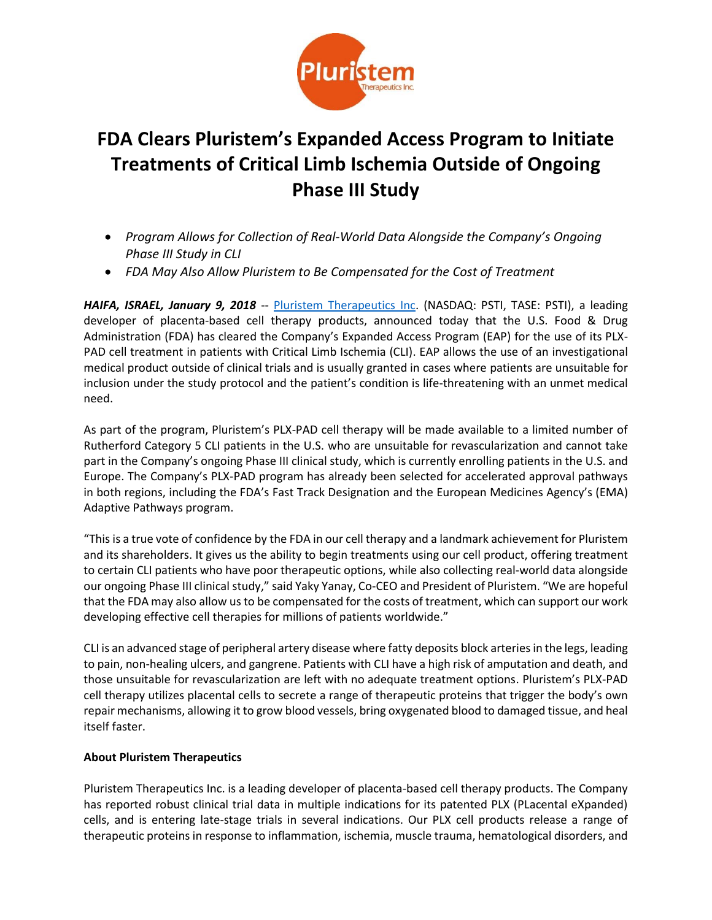# FDA Clears Pluristem's Expanded Access Program to Initiate Treatments of Critical Limb Ischemia Outside of Ongoing Phase III Study

- *Program Allows for Collection of Real-World Data Alongside the Company's Ongoing Phase III Study in CLI*
- *FDA May Also Allow Pluristem to Be Compensated for the Cost of Treatment*

***HAIFA, ISRAEL, January 9, 2018*** -- Pluristem Therapeutics Inc. (NASDAQ: PSTI, TASE: PSTI), a leading developer of placenta-based cell therapy products, announced today that the U.S. Food & Drug Administration (FDA) has cleared the Company's Expanded Access Program (EAP) for the use of its PLX-PAD cell treatment in patients with Critical Limb Ischemia (CLI). EAP allows the use of an investigational medical product outside of clinical trials and is usually granted in cases where patients are unsuitable for inclusion under the study protocol and the patient's condition is life-threatening with an unmet medical need.

As part of the program, Pluristem's PLX-PAD cell therapy will be made available to a limited number of Rutherford Category 5 CLI patients in the U.S. who are unsuitable for revascularization and cannot take part in the Company's ongoing Phase III clinical study, which is currently enrolling patients in the U.S. and Europe. The Company's PLX-PAD program has already been selected for accelerated approval pathways in both regions, including the FDA's Fast Track Designation and the European Medicines Agency's (EMA) Adaptive Pathways program.

"This is a true vote of confidence by the FDA in our cell therapy and a landmark achievement for Pluristem and its shareholders. It gives us the ability to begin treatments using our cell product, offering treatment to certain CLI patients who have poor therapeutic options, while also collecting real-world data alongside our ongoing Phase III clinical study," said Yaky Yanay, Co-CEO and President of Pluristem. "We are hopeful that the FDA may also allow us to be compensated for the costs of treatment, which can support our work developing effective cell therapies for millions of patients worldwide."

CLI is an advanced stage of peripheral artery disease where fatty deposits block arteries in the legs, leading to pain, non-healing ulcers, and gangrene. Patients with CLI have a high risk of amputation and death, and those unsuitable for revascularization are left with no adequate treatment options. Pluristem's PLX-PAD cell therapy utilizes placental cells to secrete a range of therapeutic proteins that trigger the body's own repair mechanisms, allowing it to grow blood vessels, bring oxygenated blood to damaged tissue, and heal itself faster.

**About Pluristem Therapeutics**

Pluristem Therapeutics Inc. is a leading developer of placenta-based cell therapy products. The Company has reported robust clinical trial data in multiple indications for its patented PLX (PLacental eXpanded) cells, and is entering late-stage trials in several indications. Our PLX cell products release a range of therapeutic proteins in response to inflammation, ischemia, muscle trauma, hematological disorders, and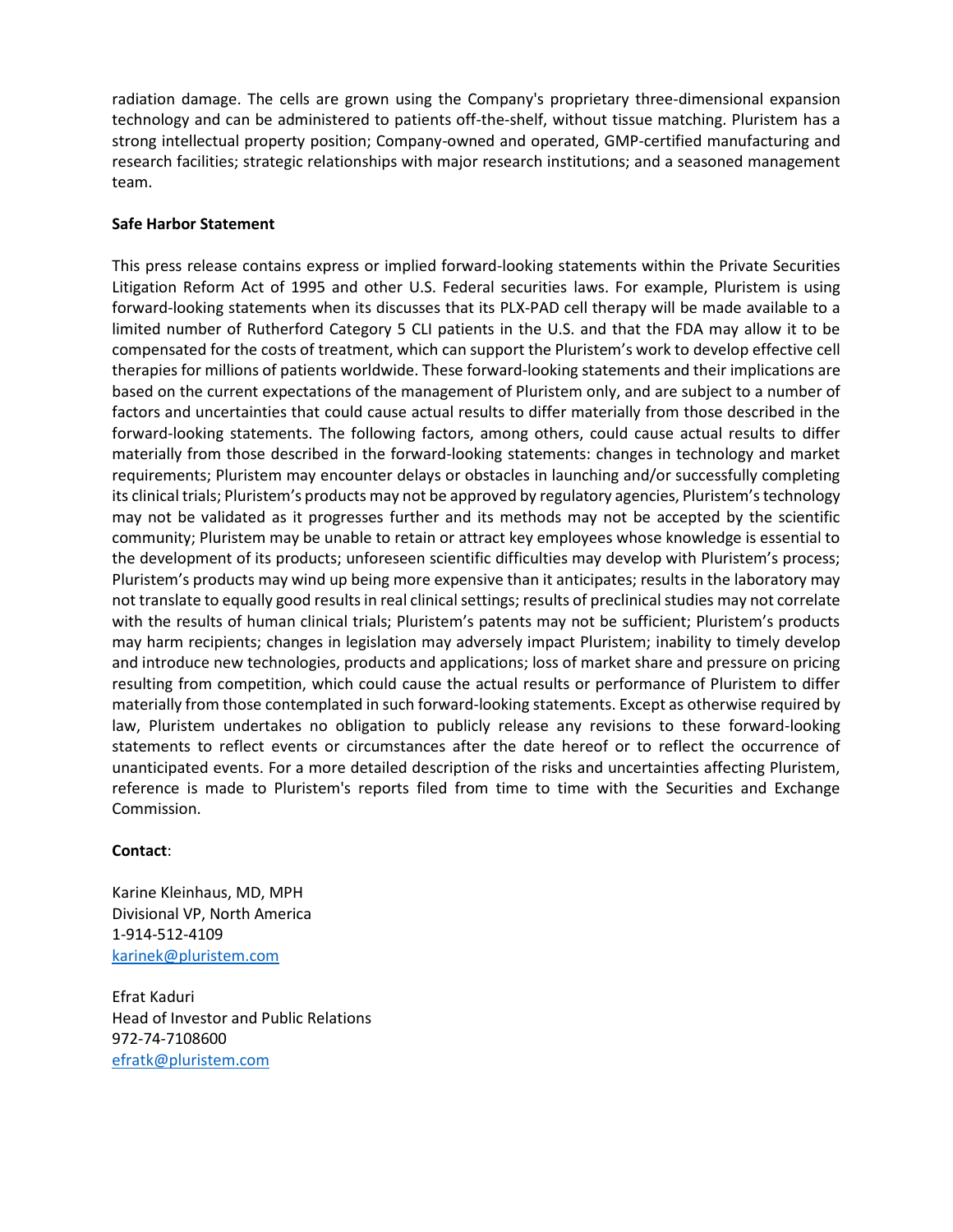radiation damage. The cells are grown using the Company's proprietary three-dimensional expansion technology and can be administered to patients off-the-shelf, without tissue matching. Pluristem has a strong intellectual property position; Company-owned and operated, GMP-certified manufacturing and research facilities; strategic relationships with major research institutions; and a seasoned management team.

**Safe Harbor Statement**

This press release contains express or implied forward-looking statements within the Private Securities Litigation Reform Act of 1995 and other U.S. Federal securities laws. For example, Pluristem is using forward-looking statements when its discusses that its PLX-PAD cell therapy will be made available to a limited number of Rutherford Category 5 CLI patients in the U.S. and that the FDA may allow it to be compensated for the costs of treatment, which can support the Pluristem's work to develop effective cell therapies for millions of patients worldwide. These forward-looking statements and their implications are based on the current expectations of the management of Pluristem only, and are subject to a number of factors and uncertainties that could cause actual results to differ materially from those described in the forward-looking statements. The following factors, among others, could cause actual results to differ materially from those described in the forward-looking statements: changes in technology and market requirements; Pluristem may encounter delays or obstacles in launching and/or successfully completing its clinical trials; Pluristem's products may not be approved by regulatory agencies, Pluristem's technology may not be validated as it progresses further and its methods may not be accepted by the scientific community; Pluristem may be unable to retain or attract key employees whose knowledge is essential to the development of its products; unforeseen scientific difficulties may develop with Pluristem's process; Pluristem's products may wind up being more expensive than it anticipates; results in the laboratory may not translate to equally good results in real clinical settings; results of preclinical studies may not correlate with the results of human clinical trials; Pluristem's patents may not be sufficient; Pluristem's products may harm recipients; changes in legislation may adversely impact Pluristem; inability to timely develop and introduce new technologies, products and applications; loss of market share and pressure on pricing resulting from competition, which could cause the actual results or performance of Pluristem to differ materially from those contemplated in such forward-looking statements. Except as otherwise required by law, Pluristem undertakes no obligation to publicly release any revisions to these forward-looking statements to reflect events or circumstances after the date hereof or to reflect the occurrence of unanticipated events. For a more detailed description of the risks and uncertainties affecting Pluristem, reference is made to Pluristem's reports filed from time to time with the Securities and Exchange Commission.

**Contact**:

Karine Kleinhaus, MD, MPH
Divisional VP, North America
1-914-512-4109
karinek@pluristem.com

Efrat Kaduri
Head of Investor and Public Relations
972-74-7108600
efratk@pluristem.com